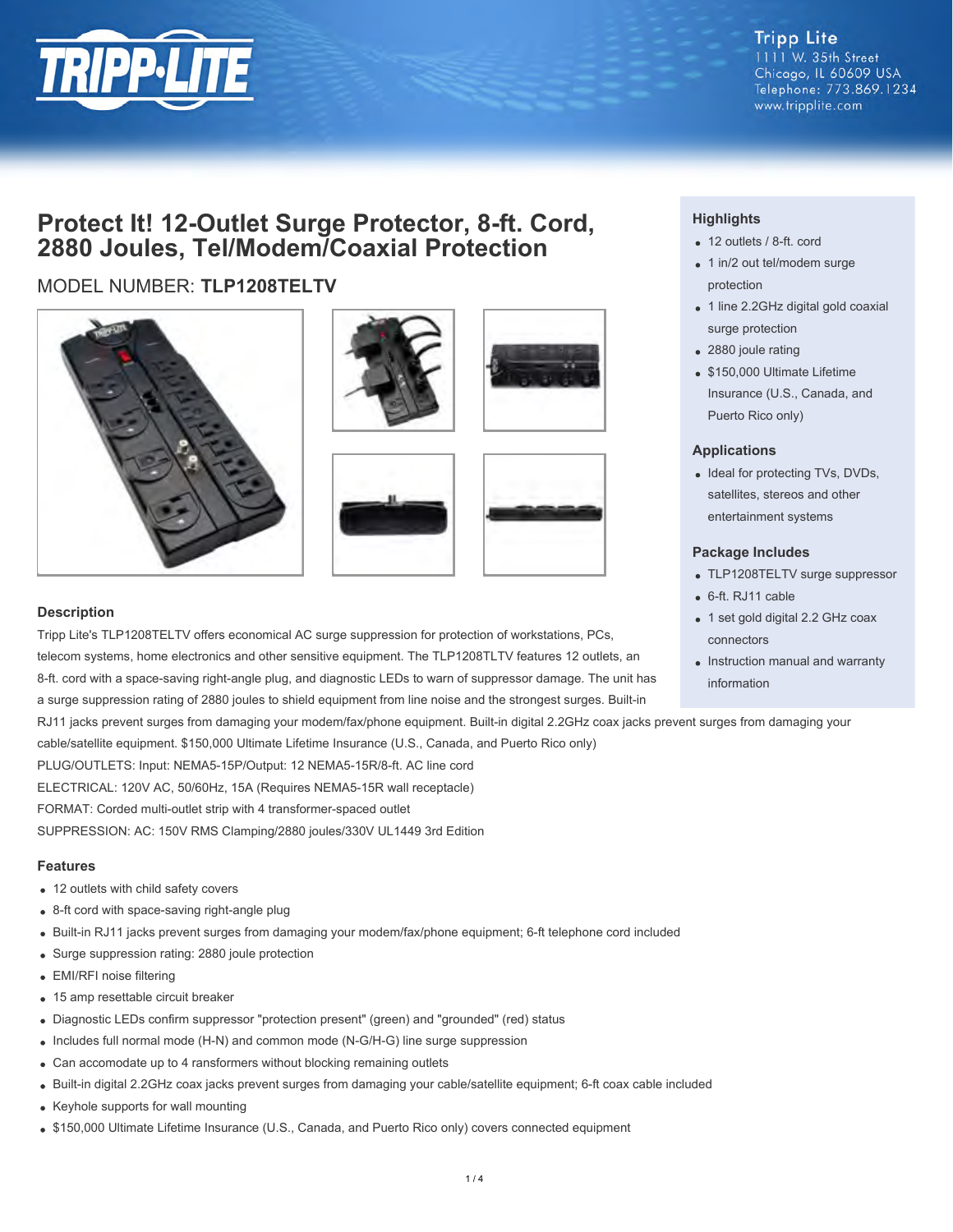Tripp Lite
1111 W. 35th Street
Chicago, IL 60609 USA
Telephone: 773.869.1234
www.tripplite.com

# Protect It! 12-Outlet Surge Protector, 8-ft. Cord, 2880 Joules, Tel/Modem/Coaxial Protection

## MODEL NUMBER: **TLP1208TELTV**

### Highlights

- 12 outlets / 8-ft. cord
- 1 in/2 out tel/modem surge protection
- 1 line 2.2GHz digital gold coaxial surge protection
- 2880 joule rating
- $150,000 Ultimate Lifetime Insurance (U.S., Canada, and Puerto Rico only)

### Applications

- Ideal for protecting TVs, DVDs, satellites, stereos and other entertainment systems

### Package Includes

- TLP1208TELTV surge suppressor
- 6-ft. RJ11 cable
- 1 set gold digital 2.2 GHz coax connectors
- Instruction manual and warranty information

### Description

Tripp Lite's TLP1208TELTV offers economical AC surge suppression for protection of workstations, PCs, telecom systems, home electronics and other sensitive equipment. The TLP1208TLTV features 12 outlets, an 8-ft. cord with a space-saving right-angle plug, and diagnostic LEDs to warn of suppressor damage. The unit has a surge suppression rating of 2880 joules to shield equipment from line noise and the strongest surges. Built-in RJ11 jacks prevent surges from damaging your modem/fax/phone equipment. Built-in digital 2.2GHz coax jacks prevent surges from damaging your cable/satellite equipment. $150,000 Ultimate Lifetime Insurance (U.S., Canada, and Puerto Rico only)

PLUG/OUTLETS: Input: NEMA5-15P/Output: 12 NEMA5-15R/8-ft. AC line cord

ELECTRICAL: 120V AC, 50/60Hz, 15A (Requires NEMA5-15R wall receptacle)

FORMAT: Corded multi-outlet strip with 4 transformer-spaced outlet

SUPPRESSION: AC: 150V RMS Clamping/2880 joules/330V UL1449 3rd Edition

### Features

- 12 outlets with child safety covers
- 8-ft cord with space-saving right-angle plug
- Built-in RJ11 jacks prevent surges from damaging your modem/fax/phone equipment; 6-ft telephone cord included
- Surge suppression rating: 2880 joule protection
- EMI/RFI noise filtering
- 15 amp resettable circuit breaker
- Diagnostic LEDs confirm suppressor "protection present" (green) and "grounded" (red) status
- Includes full normal mode (H-N) and common mode (N-G/H-G) line surge suppression
- Can accomodate up to 4 ransformers without blocking remaining outlets
- Built-in digital 2.2GHz coax jacks prevent surges from damaging your cable/satellite equipment; 6-ft coax cable included
- Keyhole supports for wall mounting
- $150,000 Ultimate Lifetime Insurance (U.S., Canada, and Puerto Rico only) covers connected equipment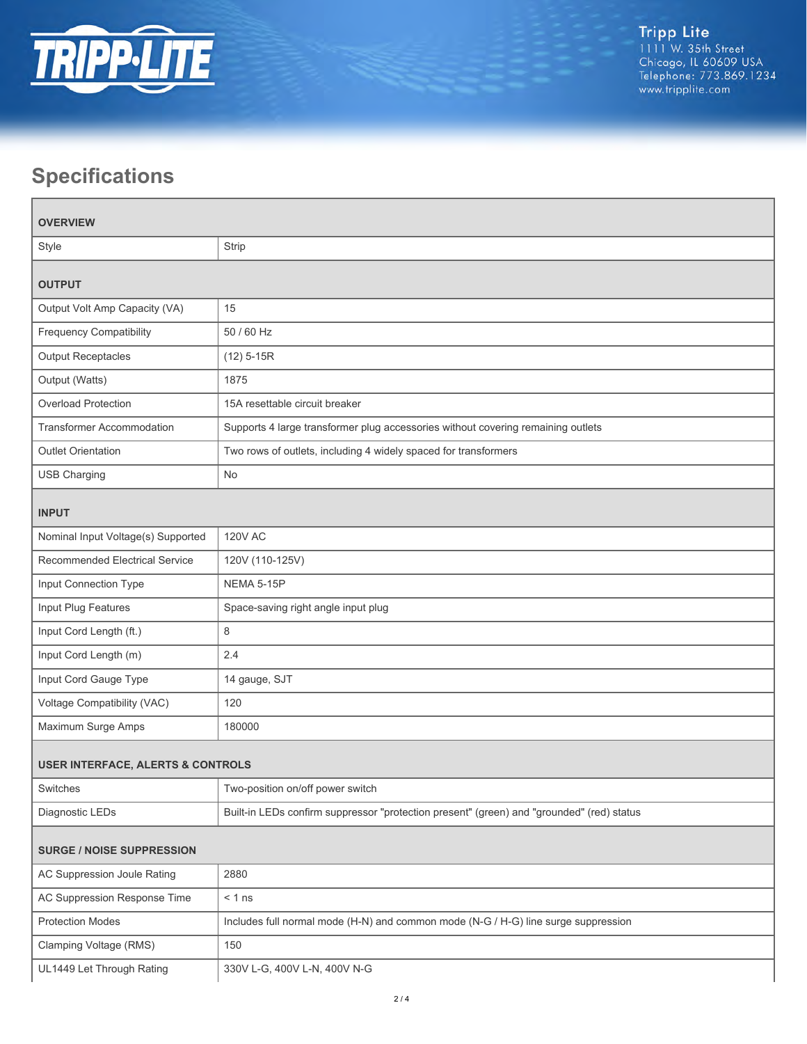## Specifications

| OVERVIEW | |
|---|---|
| Style | Strip |
| **OUTPUT** | |
| Output Volt Amp Capacity (VA) | 15 |
| Frequency Compatibility | 50 / 60 Hz |
| Output Receptacles | (12) 5-15R |
| Output (Watts) | 1875 |
| Overload Protection | 15A resettable circuit breaker |
| Transformer Accommodation | Supports 4 large transformer plug accessories without covering remaining outlets |
| Outlet Orientation | Two rows of outlets, including 4 widely spaced for transformers |
| USB Charging | No |
| **INPUT** | |
| Nominal Input Voltage(s) Supported | 120V AC |
| Recommended Electrical Service | 120V (110-125V) |
| Input Connection Type | NEMA 5-15P |
| Input Plug Features | Space-saving right angle input plug |
| Input Cord Length (ft.) | 8 |
| Input Cord Length (m) | 2.4 |
| Input Cord Gauge Type | 14 gauge, SJT |
| Voltage Compatibility (VAC) | 120 |
| Maximum Surge Amps | 180000 |
| **USER INTERFACE, ALERTS & CONTROLS** | |
| Switches | Two-position on/off power switch |
| Diagnostic LEDs | Built-in LEDs confirm suppressor "protection present" (green) and "grounded" (red) status |
| **SURGE / NOISE SUPPRESSION** | |
| AC Suppression Joule Rating | 2880 |
| AC Suppression Response Time | < 1 ns |
| Protection Modes | Includes full normal mode (H-N) and common mode (N-G / H-G) line surge suppression |
| Clamping Voltage (RMS) | 150 |
| UL1449 Let Through Rating | 330V L-G, 400V L-N, 400V N-G |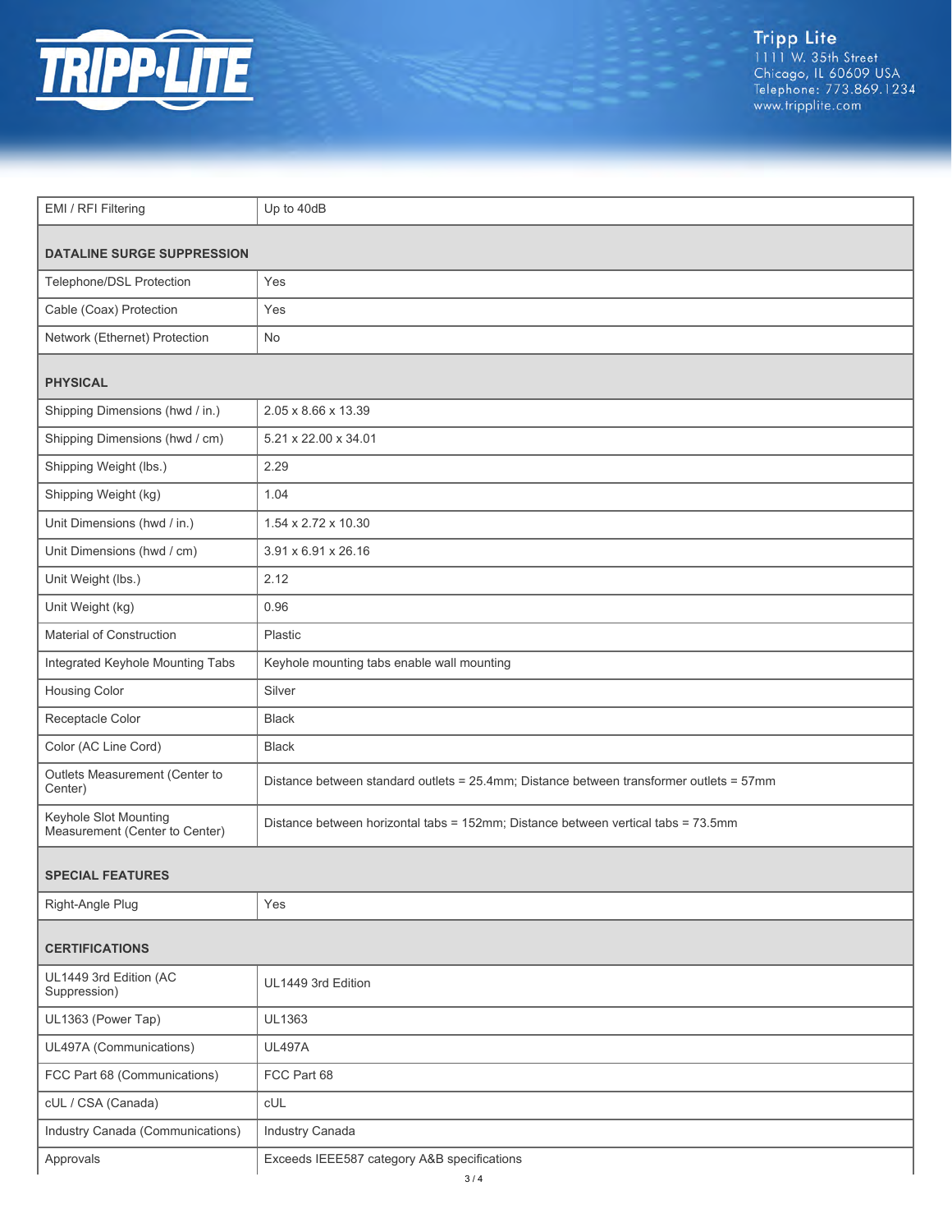| | |
|---|---|
| EMI / RFI Filtering | Up to 40dB |
| **DATALINE SURGE SUPPRESSION** | |
| Telephone/DSL Protection | Yes |
| Cable (Coax) Protection | Yes |
| Network (Ethernet) Protection | No |
| **PHYSICAL** | |
| Shipping Dimensions (hwd / in.) | 2.05 x 8.66 x 13.39 |
| Shipping Dimensions (hwd / cm) | 5.21 x 22.00 x 34.01 |
| Shipping Weight (lbs.) | 2.29 |
| Shipping Weight (kg) | 1.04 |
| Unit Dimensions (hwd / in.) | 1.54 x 2.72 x 10.30 |
| Unit Dimensions (hwd / cm) | 3.91 x 6.91 x 26.16 |
| Unit Weight (lbs.) | 2.12 |
| Unit Weight (kg) | 0.96 |
| Material of Construction | Plastic |
| Integrated Keyhole Mounting Tabs | Keyhole mounting tabs enable wall mounting |
| Housing Color | Silver |
| Receptacle Color | Black |
| Color (AC Line Cord) | Black |
| Outlets Measurement (Center to Center) | Distance between standard outlets = 25.4mm; Distance between transformer outlets = 57mm |
| Keyhole Slot Mounting Measurement (Center to Center) | Distance between horizontal tabs = 152mm; Distance between vertical tabs = 73.5mm |
| **SPECIAL FEATURES** | |
| Right-Angle Plug | Yes |
| **CERTIFICATIONS** | |
| UL1449 3rd Edition (AC Suppression) | UL1449 3rd Edition |
| UL1363 (Power Tap) | UL1363 |
| UL497A (Communications) | UL497A |
| FCC Part 68 (Communications) | FCC Part 68 |
| cUL / CSA (Canada) | cUL |
| Industry Canada (Communications) | Industry Canada |
| Approvals | Exceeds IEEE587 category A&B specifications |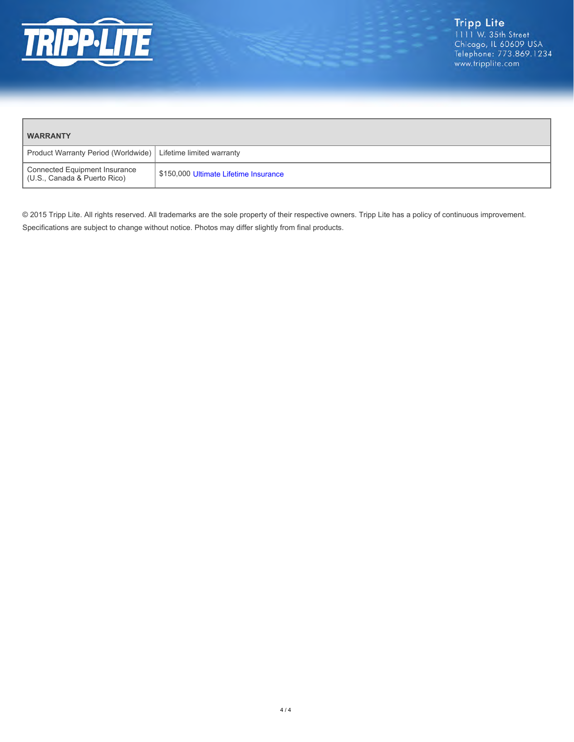| WARRANTY | |
|---|---|
| Product Warranty Period (Worldwide) | Lifetime limited warranty |
| Connected Equipment Insurance (U.S., Canada & Puerto Rico) | $150,000 Ultimate Lifetime Insurance |

© 2015 Tripp Lite. All rights reserved. All trademarks are the sole property of their respective owners. Tripp Lite has a policy of continuous improvement. Specifications are subject to change without notice. Photos may differ slightly from final products.